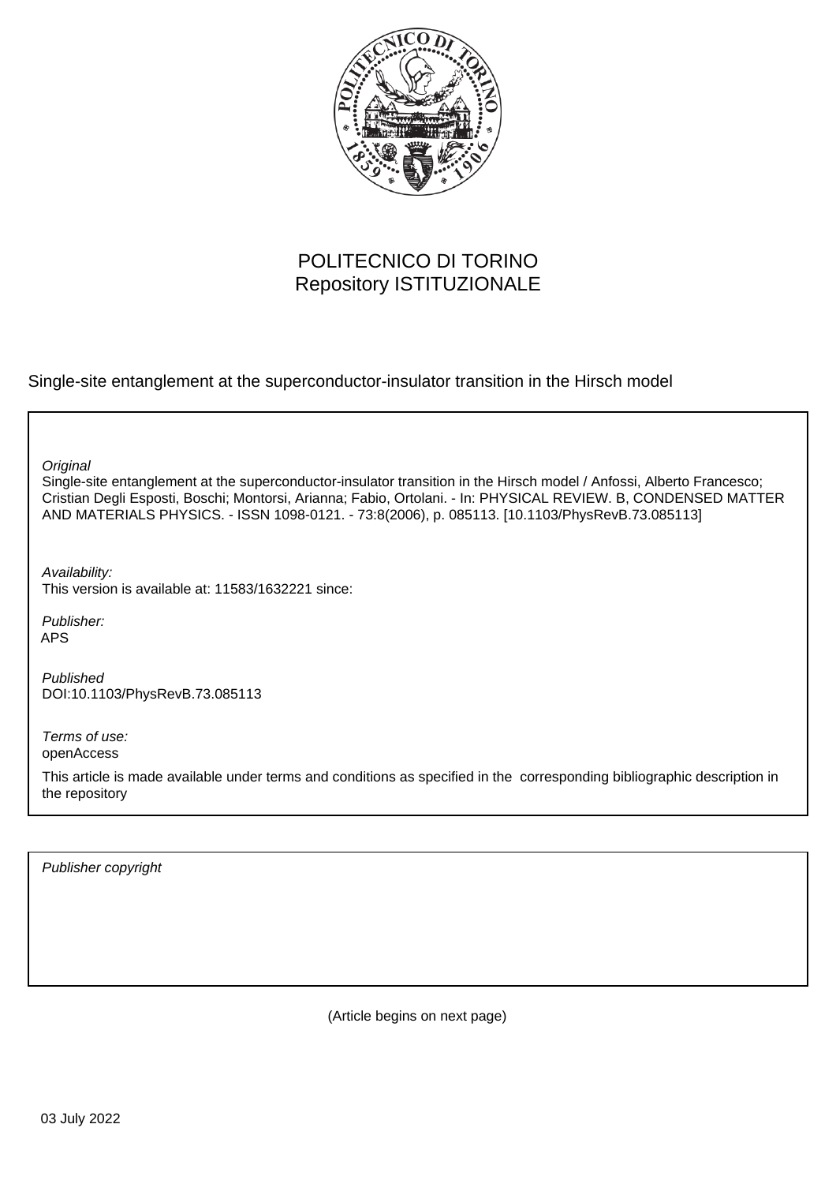POLITECNICO DI TORINO
Repository ISTITUZIONALE

Single-site entanglement at the superconductor-insulator transition in the Hirsch model

*Original*
Single-site entanglement at the superconductor-insulator transition in the Hirsch model / Anfossi, Alberto Francesco; Cristian Degli Esposti, Boschi; Montorsi, Arianna; Fabio, Ortolani. - In: PHYSICAL REVIEW. B, CONDENSED MATTER AND MATERIALS PHYSICS. - ISSN 1098-0121. - 73:8(2006), p. 085113. [10.1103/PhysRevB.73.085113]

*Availability:*
This version is available at: 11583/1632221 since:

*Publisher:*
APS

*Published*
DOI:10.1103/PhysRevB.73.085113

*Terms of use:*
openAccess

This article is made available under terms and conditions as specified in the corresponding bibliographic description in the repository

*Publisher copyright*

(Article begins on next page)

03 July 2022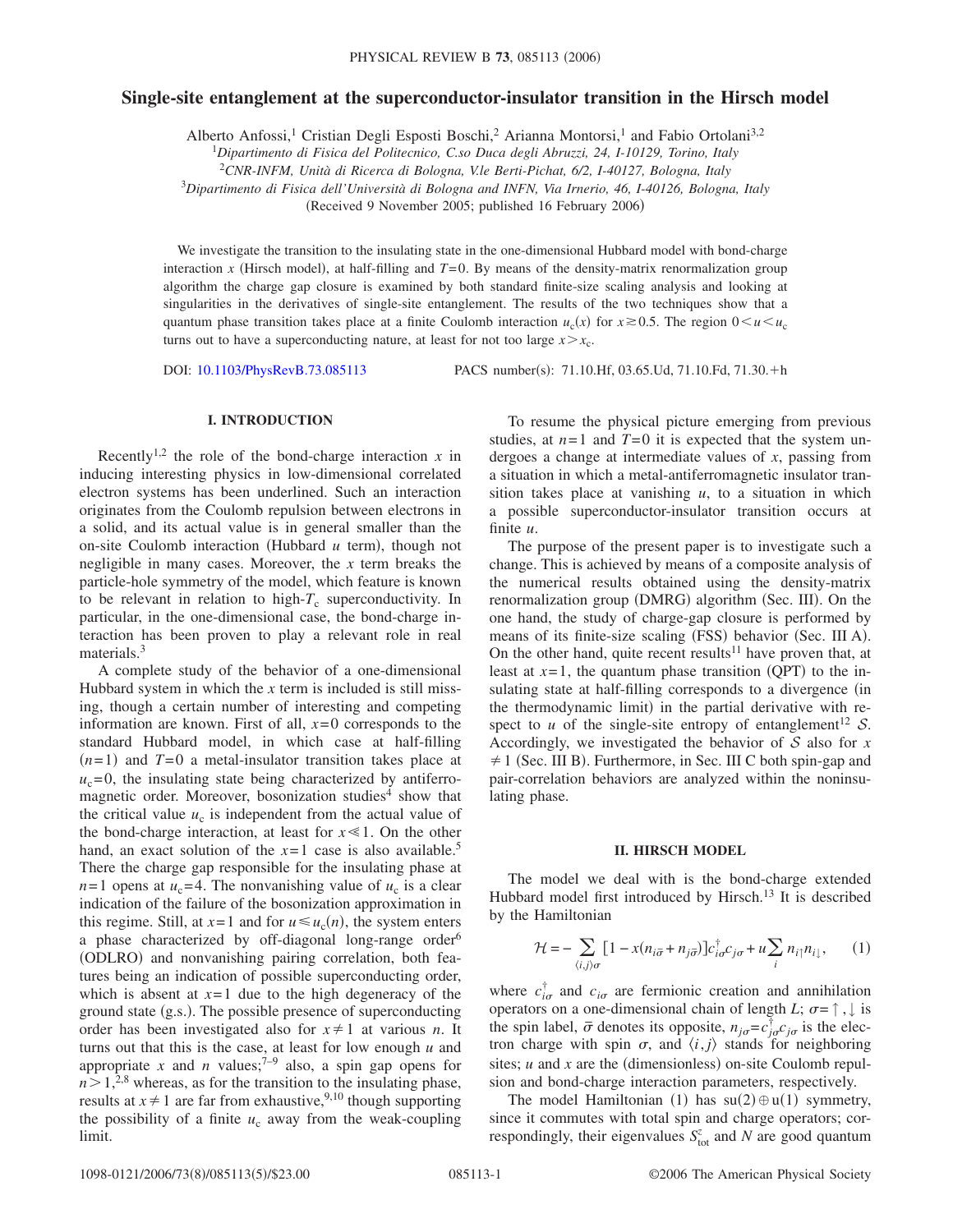# Single-site entanglement at the superconductor-insulator transition in the Hirsch model

Alberto Anfossi,[1] Cristian Degli Esposti Boschi,[2] Arianna Montorsi,[1] and Fabio Ortolani[3,2]

[1]*Dipartimento di Fisica del Politecnico, C.so Duca degli Abruzzi, 24, I-10129, Torino, Italy*

[2]*CNR-INFM, Unità di Ricerca di Bologna, V.le Berti-Pichat, 6/2, I-40127, Bologna, Italy*

[3]*Dipartimento di Fisica dell'Università di Bologna and INFN, Via Irnerio, 46, I-40126, Bologna, Italy*

(Received 9 November 2005; published 16 February 2006)

We investigate the transition to the insulating state in the one-dimensional Hubbard model with bond-charge interaction $x$ (Hirsch model), at half-filling and $T=0$. By means of the density-matrix renormalization group algorithm the charge gap closure is examined by both standard finite-size scaling analysis and looking at singularities in the derivatives of single-site entanglement. The results of the two techniques show that a quantum phase transition takes place at a finite Coulomb interaction $u_c(x)$ for $x \gtrsim 0.5$. The region $0<u<u_c$ turns out to have a superconducting nature, at least for not too large $x>x_c$.

DOI: 10.1103/PhysRevB.73.085113 PACS number(s): 71.10.Hf, 03.65.Ud, 71.10.Fd, 71.30.+h

## I. INTRODUCTION

Recently[1,2] the role of the bond-charge interaction $x$ in inducing interesting physics in low-dimensional correlated electron systems has been underlined. Such an interaction originates from the Coulomb repulsion between electrons in a solid, and its actual value is in general smaller than the on-site Coulomb interaction (Hubbard $u$ term), though not negligible in many cases. Moreover, the $x$ term breaks the particle-hole symmetry of the model, which feature is known to be relevant in relation to high-$T_c$ superconductivity. In particular, in the one-dimensional case, the bond-charge interaction has been proven to play a relevant role in real materials.[3]

A complete study of the behavior of a one-dimensional Hubbard system in which the $x$ term is included is still missing, though a certain number of interesting and competing information are known. First of all, $x=0$ corresponds to the standard Hubbard model, in which case at half-filling $(n=1)$ and $T=0$ a metal-insulator transition takes place at $u_c=0$, the insulating state being characterized by antiferromagnetic order. Moreover, bosonization studies[4] show that the critical value $u_c$ is independent from the actual value of the bond-charge interaction, at least for $x \ll 1$. On the other hand, an exact solution of the $x=1$ case is also available.[5] There the charge gap responsible for the insulating phase at $n=1$ opens at $u_c=4$. The nonvanishing value of $u_c$ is a clear indication of the failure of the bosonization approximation in this regime. Still, at $x=1$ and for $u \leqslant u_c(n)$, the system enters a phase characterized by off-diagonal long-range order[6] (ODLRO) and nonvanishing pairing correlation, both features being an indication of possible superconducting order, which is absent at $x=1$ due to the high degeneracy of the ground state (g.s.). The possible presence of superconducting order has been investigated also for $x \neq 1$ at various $n$. It turns out that this is the case, at least for low enough $u$ and appropriate $x$ and $n$ values;[7–9] also, a spin gap opens for $n>1$,[2,8] whereas, as for the transition to the insulating phase, results at $x \neq 1$ are far from exhaustive,[9,10] though supporting the possibility of a finite $u_c$ away from the weak-coupling limit.

To resume the physical picture emerging from previous studies, at $n=1$ and $T=0$ it is expected that the system undergoes a change at intermediate values of $x$, passing from a situation in which a metal-antiferromagnetic insulator transition takes place at vanishing $u$, to a situation in which a possible superconductor-insulator transition occurs at finite $u$.

The purpose of the present paper is to investigate such a change. This is achieved by means of a composite analysis of the numerical results obtained using the density-matrix renormalization group (DMRG) algorithm (Sec. III). On the one hand, the study of charge-gap closure is performed by means of its finite-size scaling (FSS) behavior (Sec. III A). On the other hand, quite recent results[11] have proven that, at least at $x=1$, the quantum phase transition (QPT) to the insulating state at half-filling corresponds to a divergence (in the thermodynamic limit) in the partial derivative with respect to $u$ of the single-site entropy of entanglement[12] $\mathcal{S}$. Accordingly, we investigated the behavior of $\mathcal{S}$ also for $x \neq 1$ (Sec. III B). Furthermore, in Sec. III C both spin-gap and pair-correlation behaviors are analyzed within the noninsulating phase.

## II. HIRSCH MODEL

The model we deal with is the bond-charge extended Hubbard model first introduced by Hirsch.[13] It is described by the Hamiltonian

$$\mathcal{H} = -\sum_{\langle i,j\rangle\sigma}[1-x(n_{i\bar{\sigma}}+n_{j\bar{\sigma}})]c_{i\sigma}^{\dagger}c_{j\sigma} + u\sum_i n_{i\uparrow}n_{i\downarrow}, \qquad (1)$$

where $c_{i\sigma}^{\dagger}$ and $c_{i\sigma}$ are fermionic creation and annihilation operators on a one-dimensional chain of length $L$; $\sigma=\uparrow,\downarrow$ is the spin label, $\bar{\sigma}$ denotes its opposite, $n_{j\sigma}=c_{j\sigma}^{\dagger}c_{j\sigma}$ is the electron charge with spin $\sigma$, and $\langle i,j\rangle$ stands for neighboring sites; $u$ and $x$ are the (dimensionless) on-site Coulomb repulsion and bond-charge interaction parameters, respectively.

The model Hamiltonian (1) has $su(2) \oplus u(1)$ symmetry, since it commutes with total spin and charge operators; correspondingly, their eigenvalues $S_{\text{tot}}^z$ and $N$ are good quantum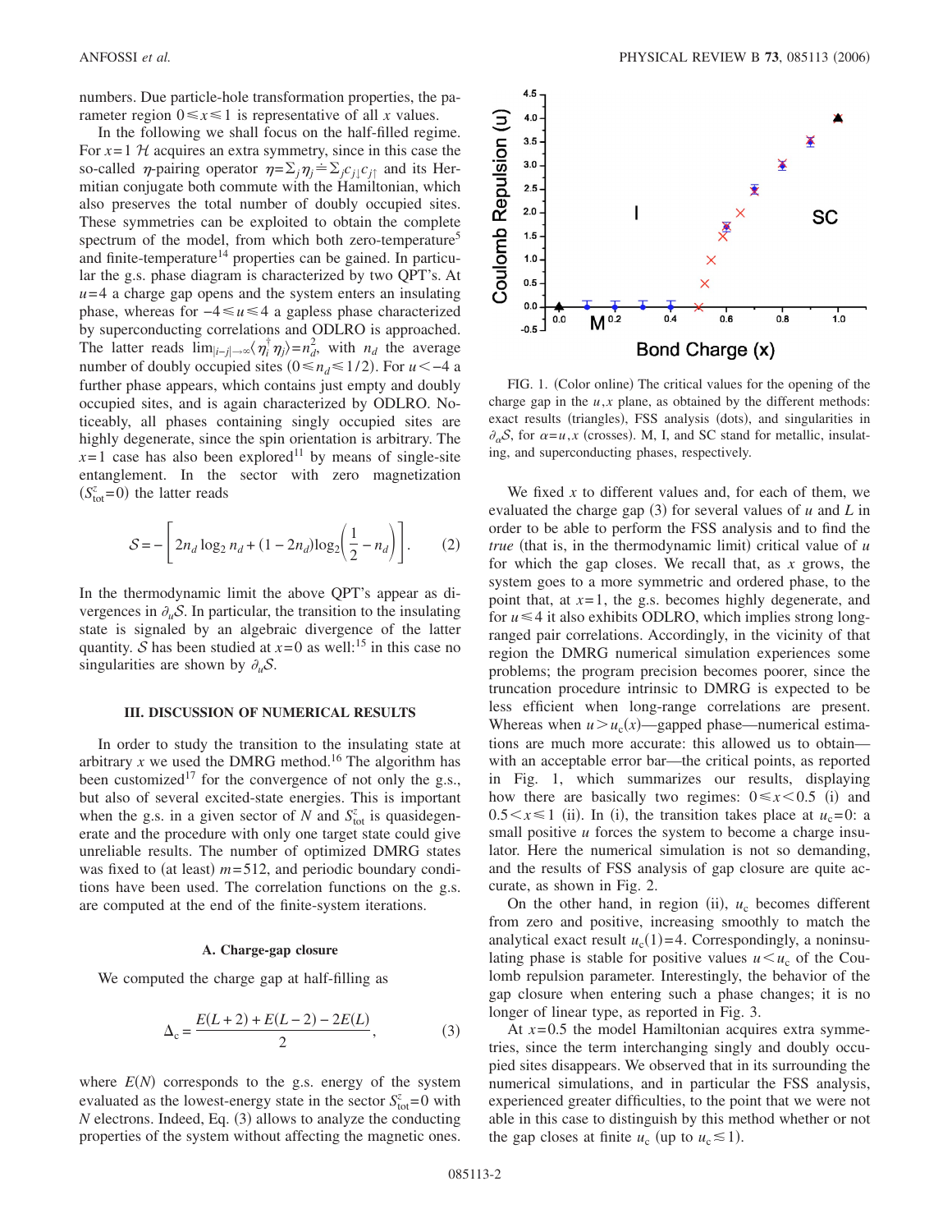numbers. Due particle-hole transformation properties, the parameter region $0 \leq x \leq 1$ is representative of all $x$ values.

In the following we shall focus on the half-filled regime. For $x=1$ $\mathcal{H}$ acquires an extra symmetry, since in this case the so-called $\eta$-pairing operator $\eta = \sum_j \eta_j \doteq \sum_j c_{j\downarrow} c_{j\uparrow}$ and its Hermitian conjugate both commute with the Hamiltonian, which also preserves the total number of doubly occupied sites. These symmetries can be exploited to obtain the complete spectrum of the model, from which both zero-temperature[5] and finite-temperature[14] properties can be gained. In particular the g.s. phase diagram is characterized by two QPT's. At $u=4$ a charge gap opens and the system enters an insulating phase, whereas for $-4 \leq u \leq 4$ a gapless phase characterized by superconducting correlations and ODLRO is approached. The latter reads $\lim_{|i-j|\to\infty}\langle \eta_i^\dagger \eta_j \rangle = n_d^2$, with $n_d$ the average number of doubly occupied sites $(0 \leq n_d \leq 1/2)$. For $u < -4$ a further phase appears, which contains just empty and doubly occupied sites, and is again characterized by ODLRO. Noticeably, all phases containing singly occupied sites are highly degenerate, since the spin orientation is arbitrary. The $x=1$ case has also been explored[11] by means of single-site entanglement. In the sector with zero magnetization $(S_{\rm tot}^z = 0)$ the latter reads

$$\mathcal{S} = -\left[ 2n_d \log_2 n_d + (1-2n_d)\log_2\left(\frac{1}{2} - n_d\right)\right]. \qquad (2)$$

In the thermodynamic limit the above QPT's appear as divergences in $\partial_u \mathcal{S}$. In particular, the transition to the insulating state is signaled by an algebraic divergence of the latter quantity. $\mathcal{S}$ has been studied at $x=0$ as well:[15] in this case no singularities are shown by $\partial_u \mathcal{S}$.

## III. DISCUSSION OF NUMERICAL RESULTS

In order to study the transition to the insulating state at arbitrary $x$ we used the DMRG method.[16] The algorithm has been customized[17] for the convergence of not only the g.s., but also of several excited-state energies. This is important when the g.s. in a given sector of $N$ and $S_{\rm tot}^z$ is quasidegenerate and the procedure with only one target state could give unreliable results. The number of optimized DMRG states was fixed to (at least) $m=512$, and periodic boundary conditions have been used. The correlation functions on the g.s. are computed at the end of the finite-system iterations.

### A. Charge-gap closure

We computed the charge gap at half-filling as

$$\Delta_c = \frac{E(L+2) + E(L-2) - 2E(L)}{2}, \qquad (3)$$

where $E(N)$ corresponds to the g.s. energy of the system evaluated as the lowest-energy state in the sector $S_{\rm tot}^z = 0$ with $N$ electrons. Indeed, Eq. (3) allows to analyze the conducting properties of the system without affecting the magnetic ones.

FIG. 1. (Color online) The critical values for the opening of the charge gap in the $u,x$ plane, as obtained by the different methods: exact results (triangles), FSS analysis (dots), and singularities in $\partial_\alpha \mathcal{S}$, for $\alpha = u, x$ (crosses). M, I, and SC stand for metallic, insulating, and superconducting phases, respectively.

We fixed $x$ to different values and, for each of them, we evaluated the charge gap (3) for several values of $u$ and $L$ in order to be able to perform the FSS analysis and to find the *true* (that is, in the thermodynamic limit) critical value of $u$ for which the gap closes. We recall that, as $x$ grows, the system goes to a more symmetric and ordered phase, to the point that, at $x=1$, the g.s. becomes highly degenerate, and for $u \leq 4$ it also exhibits ODLRO, which implies strong long-ranged pair correlations. Accordingly, in the vicinity of that region the DMRG numerical simulation experiences some problems; the program precision becomes poorer, since the truncation procedure intrinsic to DMRG is expected to be less efficient when long-range correlations are present. Whereas when $u > u_c(x)$—gapped phase—numerical estimations are much more accurate: this allowed us to obtain—with an acceptable error bar—the critical points, as reported in Fig. 1, which summarizes our results, displaying how there are basically two regimes: $0 \leq x < 0.5$ (i) and $0.5 < x \leq 1$ (ii). In (i), the transition takes place at $u_c = 0$: a small positive $u$ forces the system to become a charge insulator. Here the numerical simulation is not so demanding, and the results of FSS analysis of gap closure are quite accurate, as shown in Fig. 2.

On the other hand, in region (ii), $u_c$ becomes different from zero and positive, increasing smoothly to match the analytical exact result $u_c(1)=4$. Correspondingly, a noninsulating phase is stable for positive values $u < u_c$ of the Coulomb repulsion parameter. Interestingly, the behavior of the gap closure when entering such a phase changes; it is no longer of linear type, as reported in Fig. 3.

At $x=0.5$ the model Hamiltonian acquires extra symmetries, since the term interchanging singly and doubly occupied sites disappears. We observed that in its surrounding the numerical simulations, and in particular the FSS analysis, experienced greater difficulties, to the point that we were not able in this case to distinguish by this method whether or not the gap closes at finite $u_c$ (up to $u_c \lesssim 1$).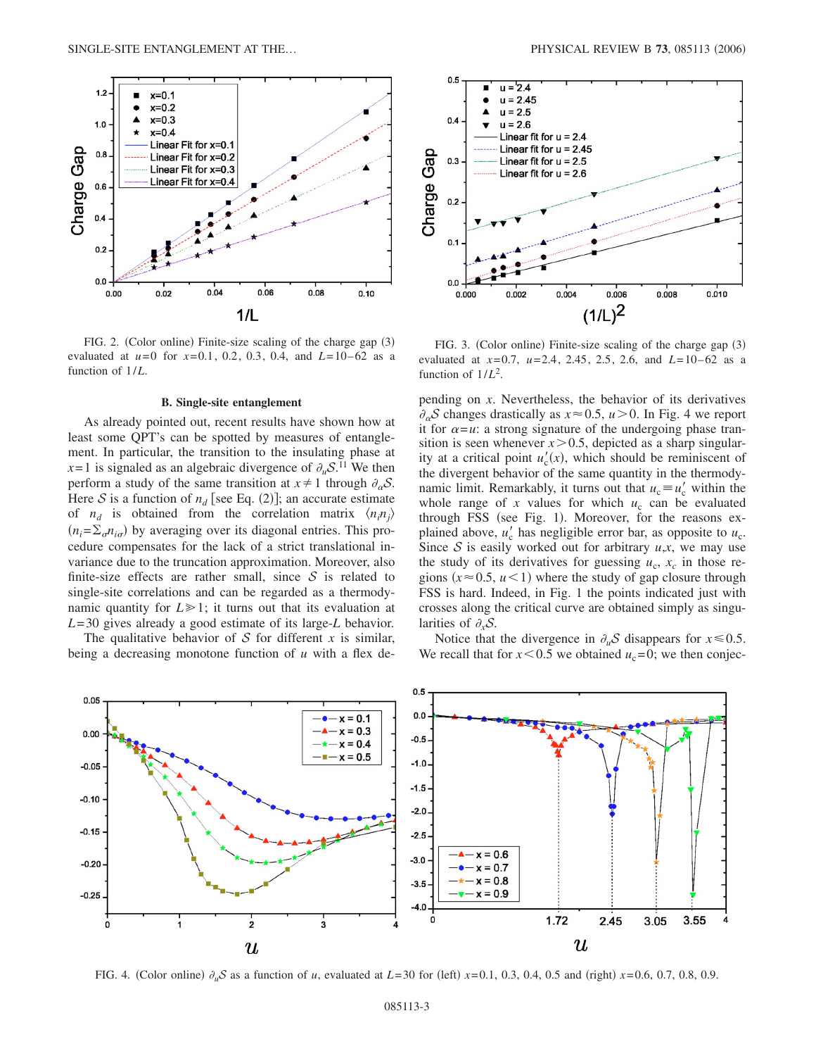FIG. 2. (Color online) Finite-size scaling of the charge gap (3) evaluated at $u=0$ for $x=0.1$, 0.2, 0.3, 0.4, and $L=10-62$ as a function of $1/L$.

FIG. 3. (Color online) Finite-size scaling of the charge gap (3) evaluated at $x=0.7$, $u=2.4$, 2.45, 2.5, 2.6, and $L=10-62$ as a function of $1/L^2$.

### B. Single-site entanglement

As already pointed out, recent results have shown how at least some QPT's can be spotted by measures of entanglement. In particular, the transition to the insulating phase at $x=1$ is signaled as an algebraic divergence of $\partial_u \mathcal{S}$.[11] We then perform a study of the same transition at $x \neq 1$ through $\partial_\alpha \mathcal{S}$. Here $\mathcal{S}$ is a function of $n_d$ [see Eq. (2)]; an accurate estimate of $n_d$ is obtained from the correlation matrix $\langle n_i n_j \rangle$ ($n_i = \Sigma_\sigma n_{i\sigma}$) by averaging over its diagonal entries. This procedure compensates for the lack of a strict translational invariance due to the truncation approximation. Moreover, also finite-size effects are rather small, since $\mathcal{S}$ is related to single-site correlations and can be regarded as a thermodynamic quantity for $L \gg 1$; it turns out that its evaluation at $L=30$ gives already a good estimate of its large-$L$ behavior.

The qualitative behavior of $\mathcal{S}$ for different $x$ is similar, being a decreasing monotone function of $u$ with a flex depending on $x$. Nevertheless, the behavior of its derivatives $\partial_\alpha \mathcal{S}$ changes drastically as $x \approx 0.5$, $u > 0$. In Fig. 4 we report it for $\alpha = u$: a strong signature of the undergoing phase transition is seen whenever $x > 0.5$, depicted as a sharp singularity at a critical point $u_c'(x)$, which should be reminiscent of the divergent behavior of the same quantity in the thermodynamic limit. Remarkably, it turns out that $u_c \equiv u_c'$ within the whole range of $x$ values for which $u_c$ can be evaluated through FSS (see Fig. 1). Moreover, for the reasons explained above, $u_c'$ has negligible error bar, as opposite to $u_c$. Since $\mathcal{S}$ is easily worked out for arbitrary $u$,$x$, we may use the study of its derivatives for guessing $u_c$, $x_c$ in those regions ($x \approx 0.5$, $u < 1$) where the study of gap closure through FSS is hard. Indeed, in Fig. 1 the points indicated just with crosses along the critical curve are obtained simply as singularities of $\partial_x \mathcal{S}$.

Notice that the divergence in $\partial_u \mathcal{S}$ disappears for $x \lesssim 0.5$. We recall that for $x < 0.5$ we obtained $u_c = 0$; we then conjec-

FIG. 4. (Color online) $\partial_u \mathcal{S}$ as a function of $u$, evaluated at $L=30$ for (left) $x=0.1$, 0.3, 0.4, 0.5 and (right) $x=0.6$, 0.7, 0.8, 0.9.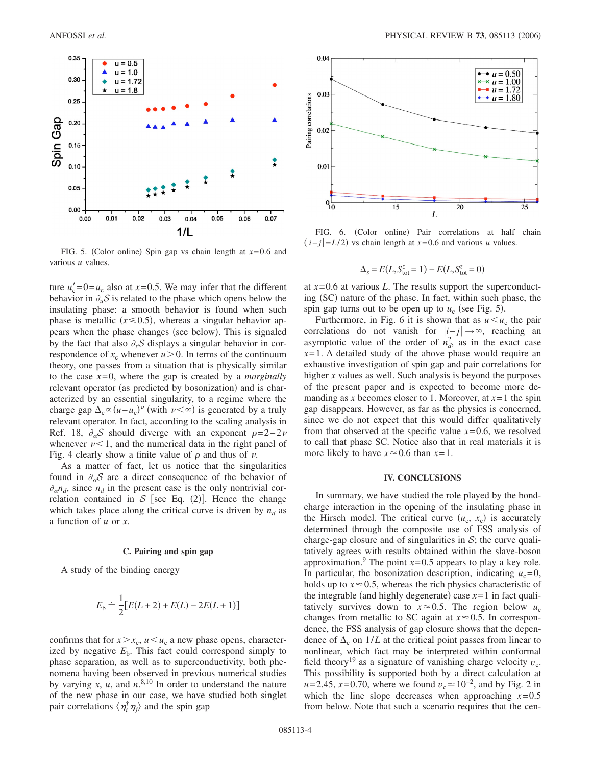FIG. 5. (Color online) Spin gap vs chain length at $x=0.6$ and various $u$ values.

ture $u_c'=0=u_c$ also at $x=0.5$. We may infer that the different behavior in $\partial_u \mathcal{S}$ is related to the phase which opens below the insulating phase: a smooth behavior is found when such phase is metallic ($x \leq 0.5$), whereas a singular behavior appears when the phase changes (see below). This is signaled by the fact that also $\partial_x \mathcal{S}$ displays a singular behavior in correspondence of $x_c$ whenever $u>0$. In terms of the continuum theory, one passes from a situation that is physically similar to the case $x=0$, where the gap is created by a *marginally* relevant operator (as predicted by bosonization) and is characterized by an essential singularity, to a regime where the charge gap $\Delta_c \propto (u-u_c)^\nu$ (with $\nu<\infty$) is generated by a truly relevant operator. In fact, according to the scaling analysis in Ref. 18, $\partial_\alpha \mathcal{S}$ should diverge with an exponent $\rho=2-2\nu$ whenever $\nu<1$, and the numerical data in the right panel of Fig. 4 clearly show a finite value of $\rho$ and thus of $\nu$.

As a matter of fact, let us notice that the singularities found in $\partial_\alpha \mathcal{S}$ are a direct consequence of the behavior of $\partial_\alpha n_d$, since $n_d$ in the present case is the only nontrivial correlation contained in $\mathcal{S}$ [see Eq. (2)]. Hence the change which takes place along the critical curve is driven by $n_d$ as a function of $u$ or $x$.

### C. Pairing and spin gap

A study of the binding energy

$$E_b \doteq \frac{1}{2}[E(L+2)+E(L)-2E(L+1)]$$

confirms that for $x>x_c$, $u<u_c$ a new phase opens, characterized by negative $E_b$. This fact could correspond simply to phase separation, as well as to superconductivity, both phenomena having been observed in previous numerical studies by varying $x$, $u$, and $n$.[8,10] In order to understand the nature of the new phase in our case, we have studied both singlet pair correlations $\langle \eta_i^\dagger \eta_j \rangle$ and the spin gap

FIG. 6. (Color online) Pair correlations at half chain ($|i-j|=L/2$) vs chain length at $x=0.6$ and various $u$ values.

$$\Delta_s = E(L, S_{\mathrm{tot}}^z=1) - E(L, S_{\mathrm{tot}}^z=0)$$

at $x=0.6$ at various $L$. The results support the superconducting (SC) nature of the phase. In fact, within such phase, the spin gap turns out to be open up to $u_c$ (see Fig. 5).

Furthermore, in Fig. 6 it is shown that as $u<u_c$ the pair correlations do not vanish for $|i-j|\to\infty$, reaching an asymptotic value of the order of $n_d^2$, as in the exact case $x=1$. A detailed study of the above phase would require an exhaustive investigation of spin gap and pair correlations for higher $x$ values as well. Such analysis is beyond the purposes of the present paper and is expected to become more demanding as $x$ becomes closer to 1. Moreover, at $x=1$ the spin gap disappears. However, as far as the physics is concerned, since we do not expect that this would differ qualitatively from that observed at the specific value $x=0.6$, we resolved to call that phase SC. Notice also that in real materials it is more likely to have $x\approx 0.6$ than $x=1$.

## IV. CONCLUSIONS

In summary, we have studied the role played by the bond-charge interaction in the opening of the insulating phase in the Hirsch model. The critical curve $(u_c, x_c)$ is accurately determined through the composite use of FSS analysis of charge-gap closure and of singularities in $\mathcal{S}$; the curve qualitatively agrees with results obtained within the slave-boson approximation.[9] The point $x=0.5$ appears to play a key role. In particular, the bosonization description, indicating $u_c=0$, holds up to $x\approx 0.5$, whereas the rich physics characteristic of the integrable (and highly degenerate) case $x=1$ in fact qualitatively survives down to $x\approx 0.5$. The region below $u_c$ changes from metallic to SC again at $x\approx 0.5$. In correspondence, the FSS analysis of gap closure shows that the dependence of $\Delta_c$ on $1/L$ at the critical point passes from linear to nonlinear, which fact may be interpreted within conformal field theory[19] as a signature of vanishing charge velocity $v_c$. This possibility is supported both by a direct calculation at $u=2.45$, $x=0.70$, where we found $v_c \simeq 10^{-2}$, and by Fig. 2 in which the line slope decreases when approaching $x=0.5$ from below. Note that such a scenario requires that the cen-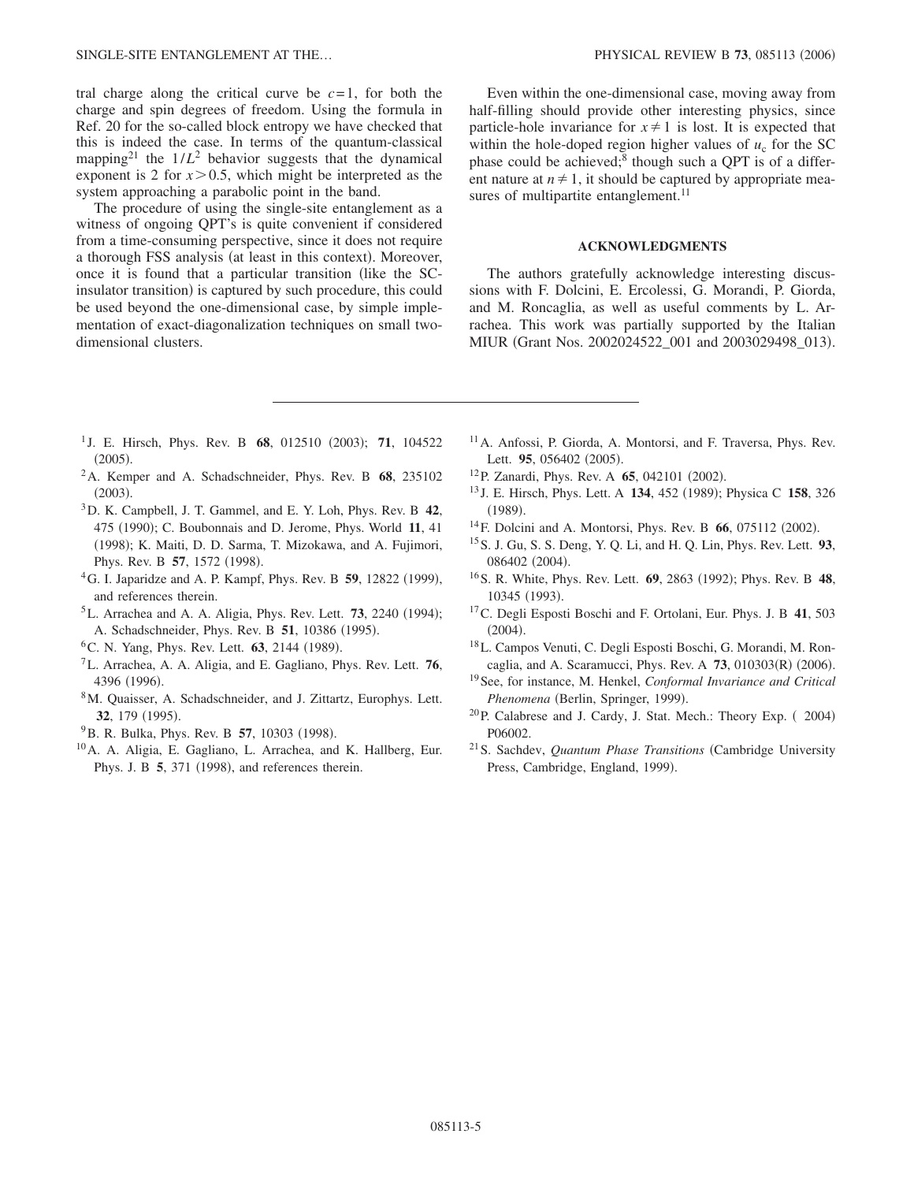tral charge along the critical curve be $c=1$, for both the charge and spin degrees of freedom. Using the formula in Ref. 20 for the so-called block entropy we have checked that this is indeed the case. In terms of the quantum-classical mapping[21] the $1/L^2$ behavior suggests that the dynamical exponent is 2 for $x>0.5$, which might be interpreted as the system approaching a parabolic point in the band.

The procedure of using the single-site entanglement as a witness of ongoing QPT's is quite convenient if considered from a time-consuming perspective, since it does not require a thorough FSS analysis (at least in this context). Moreover, once it is found that a particular transition (like the SC-insulator transition) is captured by such procedure, this could be used beyond the one-dimensional case, by simple implementation of exact-diagonalization techniques on small two-dimensional clusters.

Even within the one-dimensional case, moving away from half-filling should provide other interesting physics, since particle-hole invariance for $x\neq 1$ is lost. It is expected that within the hole-doped region higher values of $u_c$ for the SC phase could be achieved;[8] though such a QPT is of a different nature at $n\neq 1$, it should be captured by appropriate measures of multipartite entanglement.[11]

## ACKNOWLEDGMENTS

The authors gratefully acknowledge interesting discussions with F. Dolcini, E. Ercolessi, G. Morandi, P. Giorda, and M. Roncaglia, as well as useful comments by L. Arrachea. This work was partially supported by the Italian MIUR (Grant Nos. 2002024522_001 and 2003029498_013).

---

[1] J. E. Hirsch, Phys. Rev. B **68**, 012510 (2003); **71**, 104522 (2005).

[2] A. Kemper and A. Schadschneider, Phys. Rev. B **68**, 235102 (2003).

[3] D. K. Campbell, J. T. Gammel, and E. Y. Loh, Phys. Rev. B **42**, 475 (1990); C. Boubonnais and D. Jerome, Phys. World **11**, 41 (1998); K. Maiti, D. D. Sarma, T. Mizokawa, and A. Fujimori, Phys. Rev. B **57**, 1572 (1998).

[4] G. I. Japaridze and A. P. Kampf, Phys. Rev. B **59**, 12822 (1999), and references therein.

[5] L. Arrachea and A. A. Aligia, Phys. Rev. Lett. **73**, 2240 (1994); A. Schadschneider, Phys. Rev. B **51**, 10386 (1995).

[6] C. N. Yang, Phys. Rev. Lett. **63**, 2144 (1989).

[7] L. Arrachea, A. A. Aligia, and E. Gagliano, Phys. Rev. Lett. **76**, 4396 (1996).

[8] M. Quaisser, A. Schadschneider, and J. Zittartz, Europhys. Lett. **32**, 179 (1995).

[9] B. R. Bulka, Phys. Rev. B **57**, 10303 (1998).

[10] A. A. Aligia, E. Gagliano, L. Arrachea, and K. Hallberg, Eur. Phys. J. B **5**, 371 (1998), and references therein.

[11] A. Anfossi, P. Giorda, A. Montorsi, and F. Traversa, Phys. Rev. Lett. **95**, 056402 (2005).

[12] P. Zanardi, Phys. Rev. A **65**, 042101 (2002).

[13] J. E. Hirsch, Phys. Lett. A **134**, 452 (1989); Physica C **158**, 326 (1989).

[14] F. Dolcini and A. Montorsi, Phys. Rev. B **66**, 075112 (2002).

[15] S. J. Gu, S. S. Deng, Y. Q. Li, and H. Q. Lin, Phys. Rev. Lett. **93**, 086402 (2004).

[16] S. R. White, Phys. Rev. Lett. **69**, 2863 (1992); Phys. Rev. B **48**, 10345 (1993).

[17] C. Degli Esposti Boschi and F. Ortolani, Eur. Phys. J. B **41**, 503 (2004).

[18] L. Campos Venuti, C. Degli Esposti Boschi, G. Morandi, M. Roncaglia, and A. Scaramucci, Phys. Rev. A **73**, 010303(R) (2006).

[19] See, for instance, M. Henkel, *Conformal Invariance and Critical Phenomena* (Berlin, Springer, 1999).

[20] P. Calabrese and J. Cardy, J. Stat. Mech.: Theory Exp. ( 2004) P06002.

[21] S. Sachdev, *Quantum Phase Transitions* (Cambridge University Press, Cambridge, England, 1999).